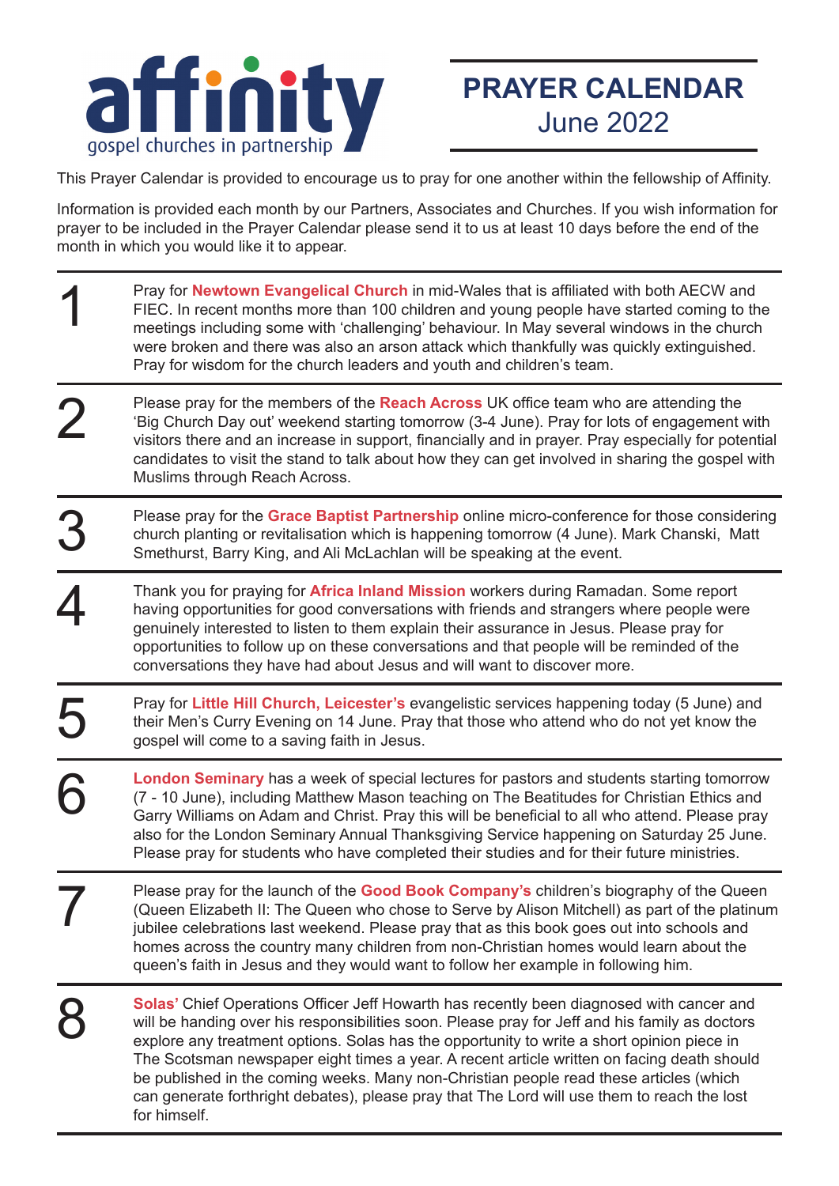# affinity

gospel churches in partnership

## PRAYER CALENDAR
June 2022

This Prayer Calendar is provided to encourage us to pray for one another within the fellowship of Affinity.

Information is provided each month by our Partners, Associates and Churches. If you wish information for prayer to be included in the Prayer Calendar please send it to us at least 10 days before the end of the month in which you would like it to appear.

**1** Pray for **Newtown Evangelical Church** in mid-Wales that is affiliated with both AECW and FIEC. In recent months more than 100 children and young people have started coming to the meetings including some with 'challenging' behaviour. In May several windows in the church were broken and there was also an arson attack which thankfully was quickly extinguished. Pray for wisdom for the church leaders and youth and children's team.

**2** Please pray for the members of the **Reach Across** UK office team who are attending the 'Big Church Day out' weekend starting tomorrow (3-4 June). Pray for lots of engagement with visitors there and an increase in support, financially and in prayer. Pray especially for potential candidates to visit the stand to talk about how they can get involved in sharing the gospel with Muslims through Reach Across.

**3** Please pray for the **Grace Baptist Partnership** online micro-conference for those considering church planting or revitalisation which is happening tomorrow (4 June). Mark Chanski, Matt Smethurst, Barry King, and Ali McLachlan will be speaking at the event.

**4** Thank you for praying for **Africa Inland Mission** workers during Ramadan. Some report having opportunities for good conversations with friends and strangers where people were genuinely interested to listen to them explain their assurance in Jesus. Please pray for opportunities to follow up on these conversations and that people will be reminded of the conversations they have had about Jesus and will want to discover more.

**5** Pray for **Little Hill Church, Leicester's** evangelistic services happening today (5 June) and their Men's Curry Evening on 14 June. Pray that those who attend who do not yet know the gospel will come to a saving faith in Jesus.

**6** **London Seminary** has a week of special lectures for pastors and students starting tomorrow (7 - 10 June), including Matthew Mason teaching on The Beatitudes for Christian Ethics and Garry Williams on Adam and Christ. Pray this will be beneficial to all who attend. Please pray also for the London Seminary Annual Thanksgiving Service happening on Saturday 25 June. Please pray for students who have completed their studies and for their future ministries.

**7** Please pray for the launch of the **Good Book Company's** children's biography of the Queen (Queen Elizabeth II: The Queen who chose to Serve by Alison Mitchell) as part of the platinum jubilee celebrations last weekend. Please pray that as this book goes out into schools and homes across the country many children from non-Christian homes would learn about the queen's faith in Jesus and they would want to follow her example in following him.

**8** **Solas'** Chief Operations Officer Jeff Howarth has recently been diagnosed with cancer and will be handing over his responsibilities soon. Please pray for Jeff and his family as doctors explore any treatment options. Solas has the opportunity to write a short opinion piece in The Scotsman newspaper eight times a year. A recent article written on facing death should be published in the coming weeks. Many non-Christian people read these articles (which can generate forthright debates), please pray that The Lord will use them to reach the lost for himself.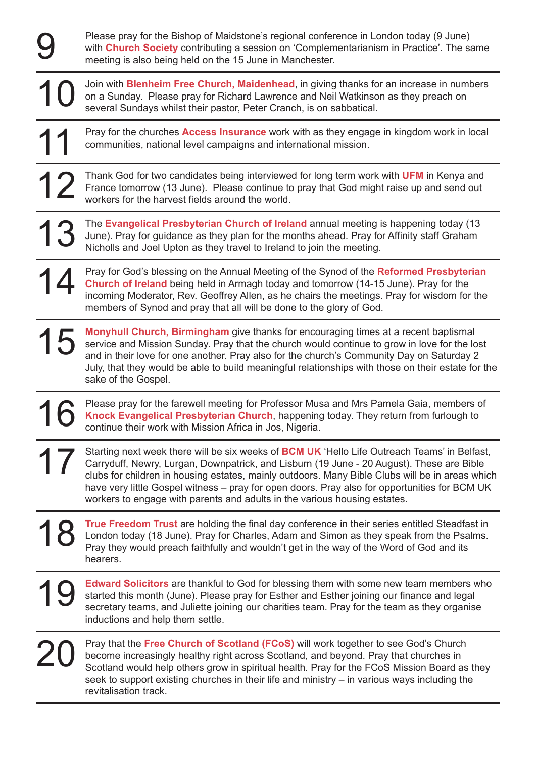**9** Please pray for the Bishop of Maidstone's regional conference in London today (9 June) with **Church Society** contributing a session on 'Complementarianism in Practice'. The same meeting is also being held on the 15 June in Manchester.

---

**10** Join with **Blenheim Free Church, Maidenhead**, in giving thanks for an increase in numbers on a Sunday. Please pray for Richard Lawrence and Neil Watkinson as they preach on several Sundays whilst their pastor, Peter Cranch, is on sabbatical.

---

**11** Pray for the churches **Access Insurance** work with as they engage in kingdom work in local communities, national level campaigns and international mission.

---

**12** Thank God for two candidates being interviewed for long term work with **UFM** in Kenya and France tomorrow (13 June). Please continue to pray that God might raise up and send out workers for the harvest fields around the world.

---

**13** The **Evangelical Presbyterian Church of Ireland** annual meeting is happening today (13 June). Pray for guidance as they plan for the months ahead. Pray for Affinity staff Graham Nicholls and Joel Upton as they travel to Ireland to join the meeting.

---

**14** Pray for God's blessing on the Annual Meeting of the Synod of the **Reformed Presbyterian Church of Ireland** being held in Armagh today and tomorrow (14-15 June). Pray for the incoming Moderator, Rev. Geoffrey Allen, as he chairs the meetings. Pray for wisdom for the members of Synod and pray that all will be done to the glory of God.

---

**15** **Monyhull Church, Birmingham** give thanks for encouraging times at a recent baptismal service and Mission Sunday. Pray that the church would continue to grow in love for the lost and in their love for one another. Pray also for the church's Community Day on Saturday 2 July, that they would be able to build meaningful relationships with those on their estate for the sake of the Gospel.

---

**16** Please pray for the farewell meeting for Professor Musa and Mrs Pamela Gaia, members of **Knock Evangelical Presbyterian Church**, happening today. They return from furlough to continue their work with Mission Africa in Jos, Nigeria.

---

**17** Starting next week there will be six weeks of **BCM UK** 'Hello Life Outreach Teams' in Belfast, Carryduff, Newry, Lurgan, Downpatrick, and Lisburn (19 June - 20 August). These are Bible clubs for children in housing estates, mainly outdoors. Many Bible Clubs will be in areas which have very little Gospel witness – pray for open doors. Pray also for opportunities for BCM UK workers to engage with parents and adults in the various housing estates.

---

**18** **True Freedom Trust** are holding the final day conference in their series entitled Steadfast in London today (18 June). Pray for Charles, Adam and Simon as they speak from the Psalms. Pray they would preach faithfully and wouldn't get in the way of the Word of God and its hearers.

---

**19** **Edward Solicitors** are thankful to God for blessing them with some new team members who started this month (June). Please pray for Esther and Esther joining our finance and legal secretary teams, and Juliette joining our charities team. Pray for the team as they organise inductions and help them settle.

---

**20** Pray that the **Free Church of Scotland (FCoS)** will work together to see God's Church become increasingly healthy right across Scotland, and beyond. Pray that churches in Scotland would help others grow in spiritual health. Pray for the FCoS Mission Board as they seek to support existing churches in their life and ministry – in various ways including the revitalisation track.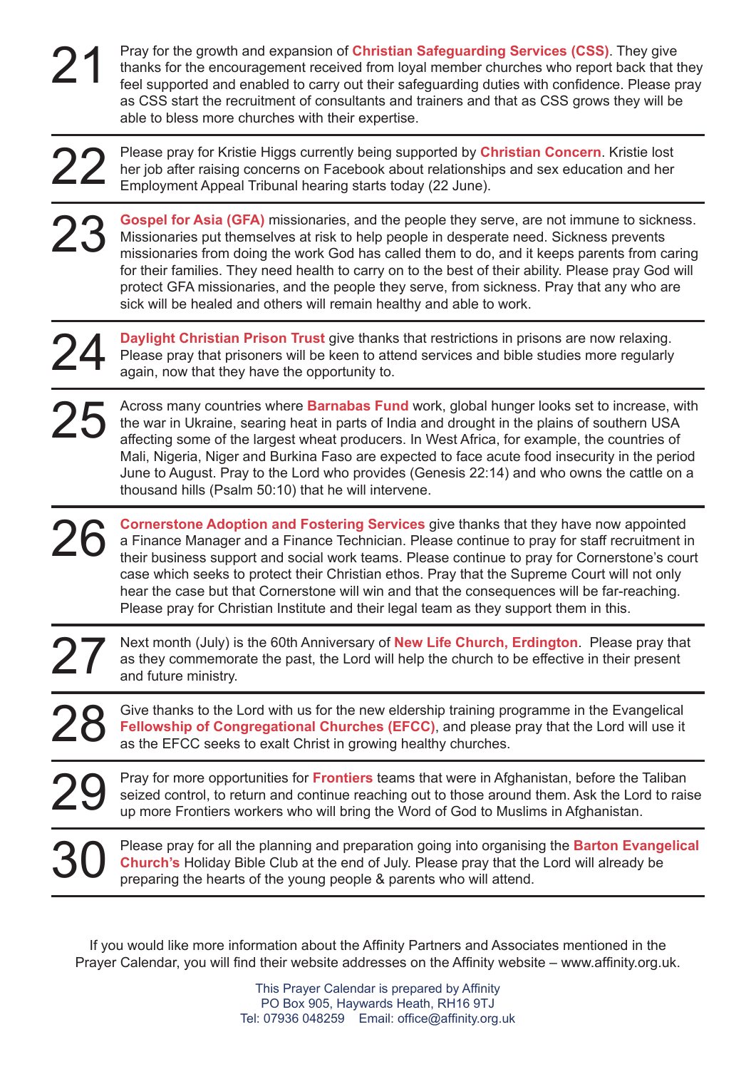**21** Pray for the growth and expansion of **Christian Safeguarding Services (CSS)**. They give thanks for the encouragement received from loyal member churches who report back that they feel supported and enabled to carry out their safeguarding duties with confidence. Please pray as CSS start the recruitment of consultants and trainers and that as CSS grows they will be able to bless more churches with their expertise.

---

**22** Please pray for Kristie Higgs currently being supported by **Christian Concern**. Kristie lost her job after raising concerns on Facebook about relationships and sex education and her Employment Appeal Tribunal hearing starts today (22 June).

---

**23** **Gospel for Asia (GFA)** missionaries, and the people they serve, are not immune to sickness. Missionaries put themselves at risk to help people in desperate need. Sickness prevents missionaries from doing the work God has called them to do, and it keeps parents from caring for their families. They need health to carry on to the best of their ability. Please pray God will protect GFA missionaries, and the people they serve, from sickness. Pray that any who are sick will be healed and others will remain healthy and able to work.

---

**24** **Daylight Christian Prison Trust** give thanks that restrictions in prisons are now relaxing. Please pray that prisoners will be keen to attend services and bible studies more regularly again, now that they have the opportunity to.

---

**25** Across many countries where **Barnabas Fund** work, global hunger looks set to increase, with the war in Ukraine, searing heat in parts of India and drought in the plains of southern USA affecting some of the largest wheat producers. In West Africa, for example, the countries of Mali, Nigeria, Niger and Burkina Faso are expected to face acute food insecurity in the period June to August. Pray to the Lord who provides (Genesis 22:14) and who owns the cattle on a thousand hills (Psalm 50:10) that he will intervene.

---

**26** **Cornerstone Adoption and Fostering Services** give thanks that they have now appointed a Finance Manager and a Finance Technician. Please continue to pray for staff recruitment in their business support and social work teams. Please continue to pray for Cornerstone's court case which seeks to protect their Christian ethos. Pray that the Supreme Court will not only hear the case but that Cornerstone will win and that the consequences will be far-reaching. Please pray for Christian Institute and their legal team as they support them in this.

---

**27** Next month (July) is the 60th Anniversary of **New Life Church, Erdington**. Please pray that as they commemorate the past, the Lord will help the church to be effective in their present and future ministry.

---

**28** Give thanks to the Lord with us for the new eldership training programme in the Evangelical **Fellowship of Congregational Churches (EFCC)**, and please pray that the Lord will use it as the EFCC seeks to exalt Christ in growing healthy churches.

---

**29** Pray for more opportunities for **Frontiers** teams that were in Afghanistan, before the Taliban seized control, to return and continue reaching out to those around them. Ask the Lord to raise up more Frontiers workers who will bring the Word of God to Muslims in Afghanistan.

---

**30** Please pray for all the planning and preparation going into organising the **Barton Evangelical Church's** Holiday Bible Club at the end of July. Please pray that the Lord will already be preparing the hearts of the young people & parents who will attend.

---

If you would like more information about the Affinity Partners and Associates mentioned in the Prayer Calendar, you will find their website addresses on the Affinity website – www.affinity.org.uk.

This Prayer Calendar is prepared by Affinity
PO Box 905, Haywards Heath, RH16 9TJ
Tel: 07936 048259 Email: office@affinity.org.uk